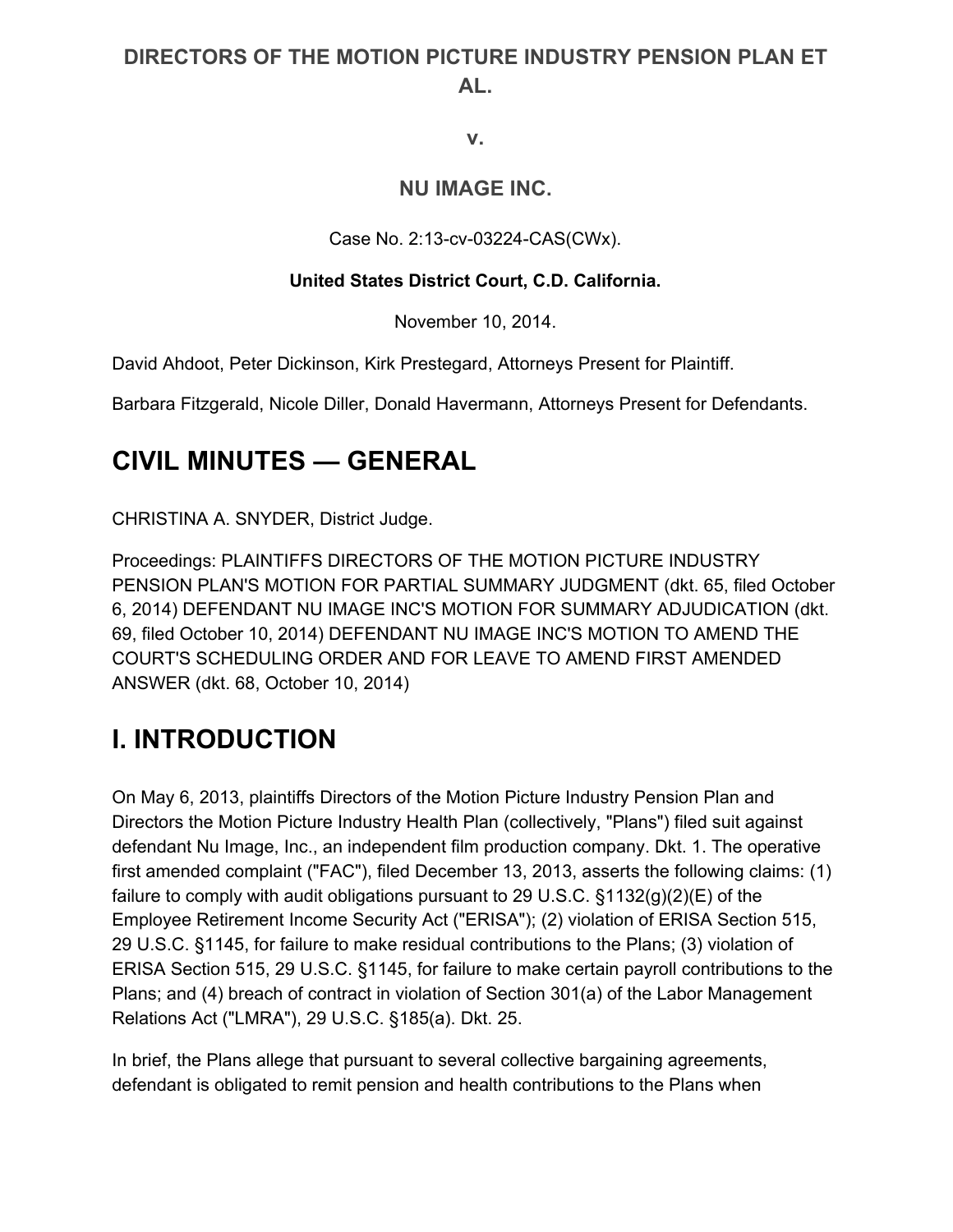**DIRECTORS OF THE MOTION PICTURE INDUSTRY PENSION PLAN ET AL.**

**v.**

**NU IMAGE INC.**

Case No. 2:13-cv-03224-CAS(CWx).

**United States District Court, C.D. California.**

November 10, 2014.

David Ahdoot, Peter Dickinson, Kirk Prestegard, Attorneys Present for Plaintiff.

Barbara Fitzgerald, Nicole Diller, Donald Havermann, Attorneys Present for Defendants.

# CIVIL MINUTES — GENERAL

CHRISTINA A. SNYDER, District Judge.

Proceedings: PLAINTIFFS DIRECTORS OF THE MOTION PICTURE INDUSTRY PENSION PLAN'S MOTION FOR PARTIAL SUMMARY JUDGMENT (dkt. 65, filed October 6, 2014) DEFENDANT NU IMAGE INC'S MOTION FOR SUMMARY ADJUDICATION (dkt. 69, filed October 10, 2014) DEFENDANT NU IMAGE INC'S MOTION TO AMEND THE COURT'S SCHEDULING ORDER AND FOR LEAVE TO AMEND FIRST AMENDED ANSWER (dkt. 68, October 10, 2014)

# I. INTRODUCTION

On May 6, 2013, plaintiffs Directors of the Motion Picture Industry Pension Plan and Directors the Motion Picture Industry Health Plan (collectively, "Plans") filed suit against defendant Nu Image, Inc., an independent film production company. Dkt. 1. The operative first amended complaint ("FAC"), filed December 13, 2013, asserts the following claims: (1) failure to comply with audit obligations pursuant to 29 U.S.C. §1132(g)(2)(E) of the Employee Retirement Income Security Act ("ERISA"); (2) violation of ERISA Section 515, 29 U.S.C. §1145, for failure to make residual contributions to the Plans; (3) violation of ERISA Section 515, 29 U.S.C. §1145, for failure to make certain payroll contributions to the Plans; and (4) breach of contract in violation of Section 301(a) of the Labor Management Relations Act ("LMRA"), 29 U.S.C. §185(a). Dkt. 25.

In brief, the Plans allege that pursuant to several collective bargaining agreements, defendant is obligated to remit pension and health contributions to the Plans when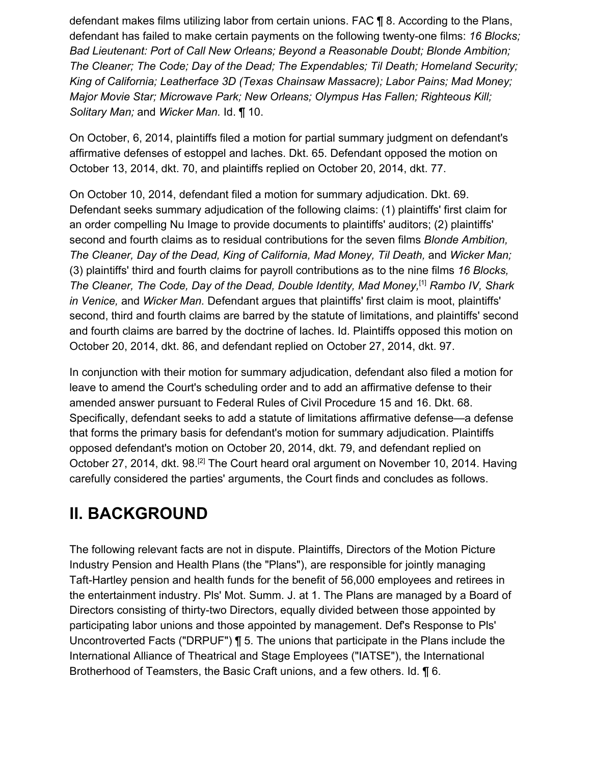defendant makes films utilizing labor from certain unions. FAC ¶ 8. According to the Plans, defendant has failed to make certain payments on the following twenty-one films: *16 Blocks; Bad Lieutenant: Port of Call New Orleans; Beyond a Reasonable Doubt; Blonde Ambition; The Cleaner; The Code; Day of the Dead; The Expendables; Til Death; Homeland Security; King of California; Leatherface 3D (Texas Chainsaw Massacre); Labor Pains; Mad Money; Major Movie Star; Microwave Park; New Orleans; Olympus Has Fallen; Righteous Kill; Solitary Man;* and *Wicker Man.* Id. ¶ 10.

On October, 6, 2014, plaintiffs filed a motion for partial summary judgment on defendant's affirmative defenses of estoppel and laches. Dkt. 65. Defendant opposed the motion on October 13, 2014, dkt. 70, and plaintiffs replied on October 20, 2014, dkt. 77.

On October 10, 2014, defendant filed a motion for summary adjudication. Dkt. 69. Defendant seeks summary adjudication of the following claims: (1) plaintiffs' first claim for an order compelling Nu Image to provide documents to plaintiffs' auditors; (2) plaintiffs' second and fourth claims as to residual contributions for the seven films *Blonde Ambition, The Cleaner, Day of the Dead, King of California, Mad Money, Til Death,* and *Wicker Man;* (3) plaintiffs' third and fourth claims for payroll contributions as to the nine films *16 Blocks, The Cleaner, The Code, Day of the Dead, Double Identity, Mad Money,*[1] *Rambo IV, Shark in Venice,* and *Wicker Man.* Defendant argues that plaintiffs' first claim is moot, plaintiffs' second, third and fourth claims are barred by the statute of limitations, and plaintiffs' second and fourth claims are barred by the doctrine of laches. Id. Plaintiffs opposed this motion on October 20, 2014, dkt. 86, and defendant replied on October 27, 2014, dkt. 97.

In conjunction with their motion for summary adjudication, defendant also filed a motion for leave to amend the Court's scheduling order and to add an affirmative defense to their amended answer pursuant to Federal Rules of Civil Procedure 15 and 16. Dkt. 68. Specifically, defendant seeks to add a statute of limitations affirmative defense—a defense that forms the primary basis for defendant's motion for summary adjudication. Plaintiffs opposed defendant's motion on October 20, 2014, dkt. 79, and defendant replied on October 27, 2014, dkt. 98.[2] The Court heard oral argument on November 10, 2014. Having carefully considered the parties' arguments, the Court finds and concludes as follows.

## II. BACKGROUND

The following relevant facts are not in dispute. Plaintiffs, Directors of the Motion Picture Industry Pension and Health Plans (the "Plans"), are responsible for jointly managing Taft-Hartley pension and health funds for the benefit of 56,000 employees and retirees in the entertainment industry. Pls' Mot. Summ. J. at 1. The Plans are managed by a Board of Directors consisting of thirty-two Directors, equally divided between those appointed by participating labor unions and those appointed by management. Def's Response to Pls' Uncontroverted Facts ("DRPUF") ¶ 5. The unions that participate in the Plans include the International Alliance of Theatrical and Stage Employees ("IATSE"), the International Brotherhood of Teamsters, the Basic Craft unions, and a few others. Id. ¶ 6.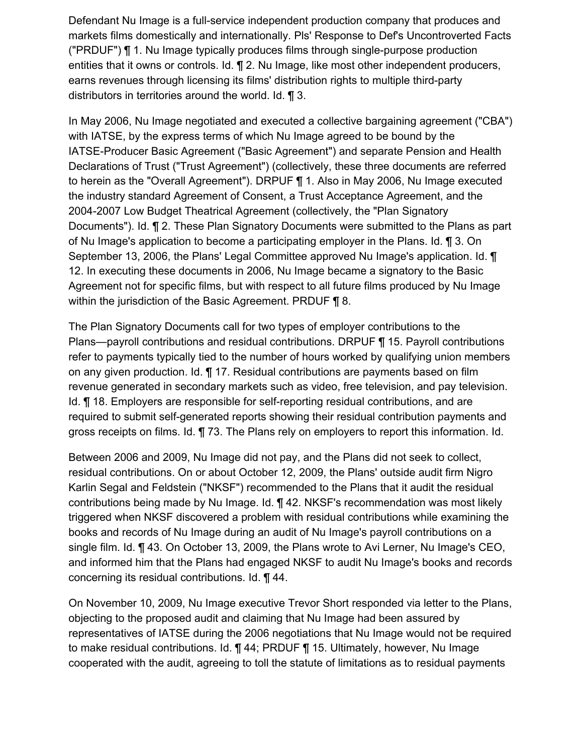Defendant Nu Image is a full-service independent production company that produces and markets films domestically and internationally. Pls' Response to Def's Uncontroverted Facts ("PRDUF") ¶ 1. Nu Image typically produces films through single-purpose production entities that it owns or controls. Id. ¶ 2. Nu Image, like most other independent producers, earns revenues through licensing its films' distribution rights to multiple third-party distributors in territories around the world. Id. ¶ 3.

In May 2006, Nu Image negotiated and executed a collective bargaining agreement ("CBA") with IATSE, by the express terms of which Nu Image agreed to be bound by the IATSE-Producer Basic Agreement ("Basic Agreement") and separate Pension and Health Declarations of Trust ("Trust Agreement") (collectively, these three documents are referred to herein as the "Overall Agreement"). DRPUF ¶ 1. Also in May 2006, Nu Image executed the industry standard Agreement of Consent, a Trust Acceptance Agreement, and the 2004-2007 Low Budget Theatrical Agreement (collectively, the "Plan Signatory Documents"). Id. ¶ 2. These Plan Signatory Documents were submitted to the Plans as part of Nu Image's application to become a participating employer in the Plans. Id. ¶ 3. On September 13, 2006, the Plans' Legal Committee approved Nu Image's application. Id. ¶ 12. In executing these documents in 2006, Nu Image became a signatory to the Basic Agreement not for specific films, but with respect to all future films produced by Nu Image within the jurisdiction of the Basic Agreement. PRDUF ¶ 8.

The Plan Signatory Documents call for two types of employer contributions to the Plans—payroll contributions and residual contributions. DRPUF ¶ 15. Payroll contributions refer to payments typically tied to the number of hours worked by qualifying union members on any given production. Id. ¶ 17. Residual contributions are payments based on film revenue generated in secondary markets such as video, free television, and pay television. Id. ¶ 18. Employers are responsible for self-reporting residual contributions, and are required to submit self-generated reports showing their residual contribution payments and gross receipts on films. Id. ¶ 73. The Plans rely on employers to report this information. Id.

Between 2006 and 2009, Nu Image did not pay, and the Plans did not seek to collect, residual contributions. On or about October 12, 2009, the Plans' outside audit firm Nigro Karlin Segal and Feldstein ("NKSF") recommended to the Plans that it audit the residual contributions being made by Nu Image. Id. ¶ 42. NKSF's recommendation was most likely triggered when NKSF discovered a problem with residual contributions while examining the books and records of Nu Image during an audit of Nu Image's payroll contributions on a single film. Id. ¶ 43. On October 13, 2009, the Plans wrote to Avi Lerner, Nu Image's CEO, and informed him that the Plans had engaged NKSF to audit Nu Image's books and records concerning its residual contributions. Id. ¶ 44.

On November 10, 2009, Nu Image executive Trevor Short responded via letter to the Plans, objecting to the proposed audit and claiming that Nu Image had been assured by representatives of IATSE during the 2006 negotiations that Nu Image would not be required to make residual contributions. Id. ¶ 44; PRDUF ¶ 15. Ultimately, however, Nu Image cooperated with the audit, agreeing to toll the statute of limitations as to residual payments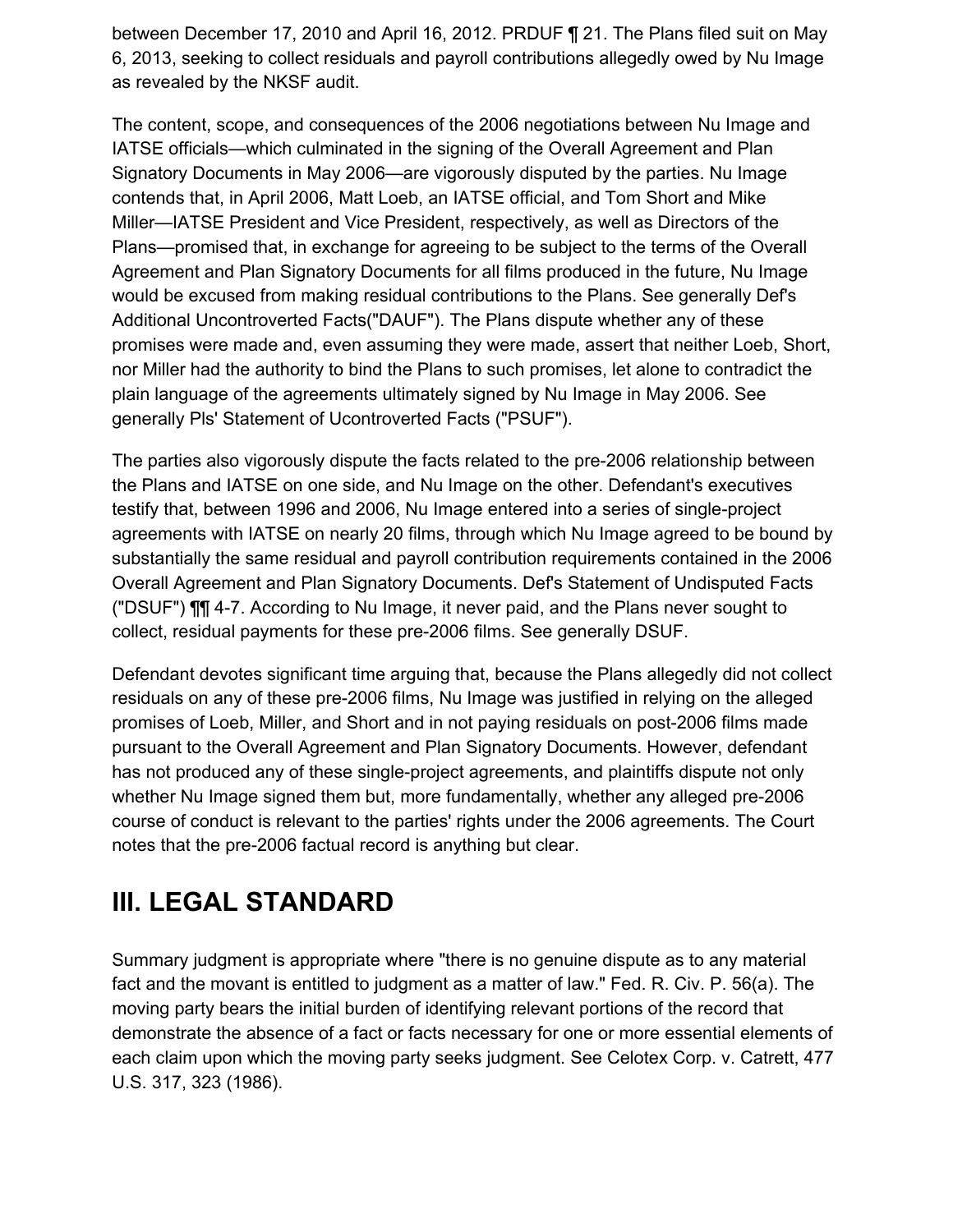between December 17, 2010 and April 16, 2012. PRDUF ¶ 21. The Plans filed suit on May 6, 2013, seeking to collect residuals and payroll contributions allegedly owed by Nu Image as revealed by the NKSF audit.

The content, scope, and consequences of the 2006 negotiations between Nu Image and IATSE officials—which culminated in the signing of the Overall Agreement and Plan Signatory Documents in May 2006—are vigorously disputed by the parties. Nu Image contends that, in April 2006, Matt Loeb, an IATSE official, and Tom Short and Mike Miller—IATSE President and Vice President, respectively, as well as Directors of the Plans—promised that, in exchange for agreeing to be subject to the terms of the Overall Agreement and Plan Signatory Documents for all films produced in the future, Nu Image would be excused from making residual contributions to the Plans. See generally Def's Additional Uncontroverted Facts("DAUF"). The Plans dispute whether any of these promises were made and, even assuming they were made, assert that neither Loeb, Short, nor Miller had the authority to bind the Plans to such promises, let alone to contradict the plain language of the agreements ultimately signed by Nu Image in May 2006. See generally Pls' Statement of Ucontroverted Facts ("PSUF").

The parties also vigorously dispute the facts related to the pre-2006 relationship between the Plans and IATSE on one side, and Nu Image on the other. Defendant's executives testify that, between 1996 and 2006, Nu Image entered into a series of single-project agreements with IATSE on nearly 20 films, through which Nu Image agreed to be bound by substantially the same residual and payroll contribution requirements contained in the 2006 Overall Agreement and Plan Signatory Documents. Def's Statement of Undisputed Facts ("DSUF") ¶¶ 4-7. According to Nu Image, it never paid, and the Plans never sought to collect, residual payments for these pre-2006 films. See generally DSUF.

Defendant devotes significant time arguing that, because the Plans allegedly did not collect residuals on any of these pre-2006 films, Nu Image was justified in relying on the alleged promises of Loeb, Miller, and Short and in not paying residuals on post-2006 films made pursuant to the Overall Agreement and Plan Signatory Documents. However, defendant has not produced any of these single-project agreements, and plaintiffs dispute not only whether Nu Image signed them but, more fundamentally, whether any alleged pre-2006 course of conduct is relevant to the parties' rights under the 2006 agreements. The Court notes that the pre-2006 factual record is anything but clear.

## III. LEGAL STANDARD

Summary judgment is appropriate where "there is no genuine dispute as to any material fact and the movant is entitled to judgment as a matter of law." Fed. R. Civ. P. 56(a). The moving party bears the initial burden of identifying relevant portions of the record that demonstrate the absence of a fact or facts necessary for one or more essential elements of each claim upon which the moving party seeks judgment. See Celotex Corp. v. Catrett, 477 U.S. 317, 323 (1986).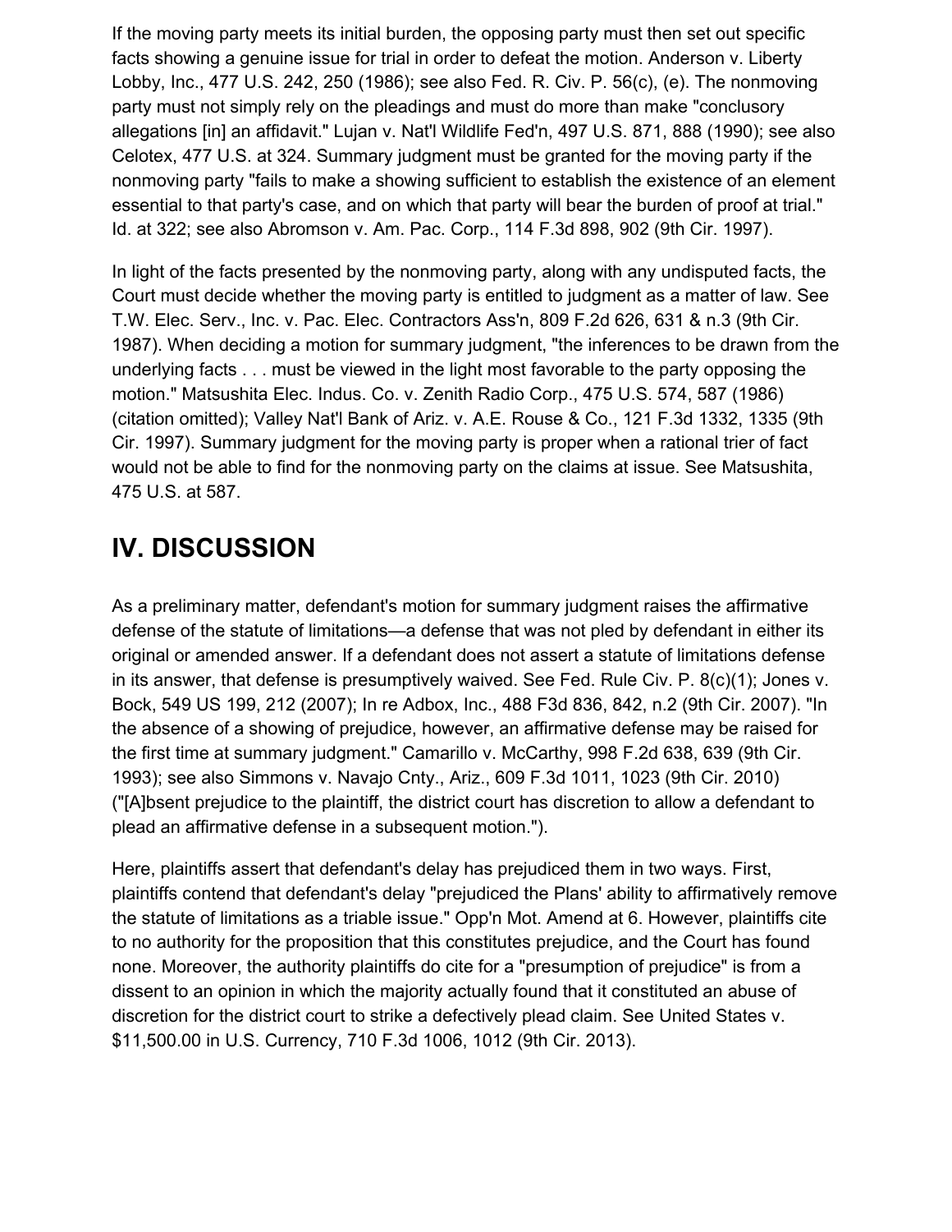If the moving party meets its initial burden, the opposing party must then set out specific facts showing a genuine issue for trial in order to defeat the motion. Anderson v. Liberty Lobby, Inc., 477 U.S. 242, 250 (1986); see also Fed. R. Civ. P. 56(c), (e). The nonmoving party must not simply rely on the pleadings and must do more than make "conclusory allegations [in] an affidavit." Lujan v. Nat'l Wildlife Fed'n, 497 U.S. 871, 888 (1990); see also Celotex, 477 U.S. at 324. Summary judgment must be granted for the moving party if the nonmoving party "fails to make a showing sufficient to establish the existence of an element essential to that party's case, and on which that party will bear the burden of proof at trial." Id. at 322; see also Abromson v. Am. Pac. Corp., 114 F.3d 898, 902 (9th Cir. 1997).

In light of the facts presented by the nonmoving party, along with any undisputed facts, the Court must decide whether the moving party is entitled to judgment as a matter of law. See T.W. Elec. Serv., Inc. v. Pac. Elec. Contractors Ass'n, 809 F.2d 626, 631 & n.3 (9th Cir. 1987). When deciding a motion for summary judgment, "the inferences to be drawn from the underlying facts . . . must be viewed in the light most favorable to the party opposing the motion." Matsushita Elec. Indus. Co. v. Zenith Radio Corp., 475 U.S. 574, 587 (1986) (citation omitted); Valley Nat'l Bank of Ariz. v. A.E. Rouse & Co., 121 F.3d 1332, 1335 (9th Cir. 1997). Summary judgment for the moving party is proper when a rational trier of fact would not be able to find for the nonmoving party on the claims at issue. See Matsushita, 475 U.S. at 587.

## IV. DISCUSSION

As a preliminary matter, defendant's motion for summary judgment raises the affirmative defense of the statute of limitations—a defense that was not pled by defendant in either its original or amended answer. If a defendant does not assert a statute of limitations defense in its answer, that defense is presumptively waived. See Fed. Rule Civ. P. 8(c)(1); Jones v. Bock, 549 US 199, 212 (2007); In re Adbox, Inc., 488 F3d 836, 842, n.2 (9th Cir. 2007). "In the absence of a showing of prejudice, however, an affirmative defense may be raised for the first time at summary judgment." Camarillo v. McCarthy, 998 F.2d 638, 639 (9th Cir. 1993); see also Simmons v. Navajo Cnty., Ariz., 609 F.3d 1011, 1023 (9th Cir. 2010) ("[A]bsent prejudice to the plaintiff, the district court has discretion to allow a defendant to plead an affirmative defense in a subsequent motion.").

Here, plaintiffs assert that defendant's delay has prejudiced them in two ways. First, plaintiffs contend that defendant's delay "prejudiced the Plans' ability to affirmatively remove the statute of limitations as a triable issue." Opp'n Mot. Amend at 6. However, plaintiffs cite to no authority for the proposition that this constitutes prejudice, and the Court has found none. Moreover, the authority plaintiffs do cite for a "presumption of prejudice" is from a dissent to an opinion in which the majority actually found that it constituted an abuse of discretion for the district court to strike a defectively plead claim. See United States v. $11,500.00 in U.S. Currency, 710 F.3d 1006, 1012 (9th Cir. 2013).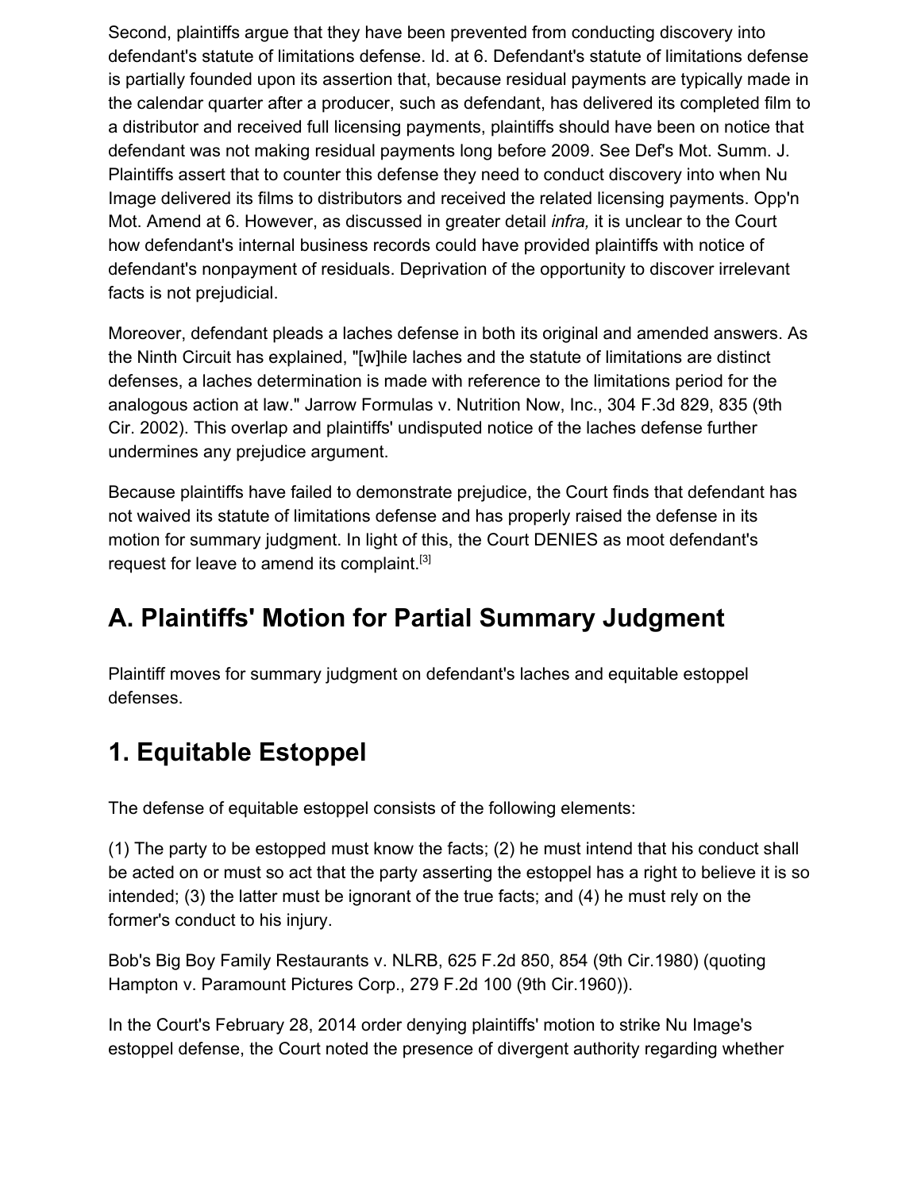Second, plaintiffs argue that they have been prevented from conducting discovery into defendant's statute of limitations defense. Id. at 6. Defendant's statute of limitations defense is partially founded upon its assertion that, because residual payments are typically made in the calendar quarter after a producer, such as defendant, has delivered its completed film to a distributor and received full licensing payments, plaintiffs should have been on notice that defendant was not making residual payments long before 2009. See Def's Mot. Summ. J. Plaintiffs assert that to counter this defense they need to conduct discovery into when Nu Image delivered its films to distributors and received the related licensing payments. Opp'n Mot. Amend at 6. However, as discussed in greater detail *infra,* it is unclear to the Court how defendant's internal business records could have provided plaintiffs with notice of defendant's nonpayment of residuals. Deprivation of the opportunity to discover irrelevant facts is not prejudicial.

Moreover, defendant pleads a laches defense in both its original and amended answers. As the Ninth Circuit has explained, "[w]hile laches and the statute of limitations are distinct defenses, a laches determination is made with reference to the limitations period for the analogous action at law." Jarrow Formulas v. Nutrition Now, Inc., 304 F.3d 829, 835 (9th Cir. 2002). This overlap and plaintiffs' undisputed notice of the laches defense further undermines any prejudice argument.

Because plaintiffs have failed to demonstrate prejudice, the Court finds that defendant has not waived its statute of limitations defense and has properly raised the defense in its motion for summary judgment. In light of this, the Court DENIES as moot defendant's request for leave to amend its complaint.[3]

## A. Plaintiffs' Motion for Partial Summary Judgment

Plaintiff moves for summary judgment on defendant's laches and equitable estoppel defenses.

## 1. Equitable Estoppel

The defense of equitable estoppel consists of the following elements:

(1) The party to be estopped must know the facts; (2) he must intend that his conduct shall be acted on or must so act that the party asserting the estoppel has a right to believe it is so intended; (3) the latter must be ignorant of the true facts; and (4) he must rely on the former's conduct to his injury.

Bob's Big Boy Family Restaurants v. NLRB, 625 F.2d 850, 854 (9th Cir.1980) (quoting Hampton v. Paramount Pictures Corp., 279 F.2d 100 (9th Cir.1960)).

In the Court's February 28, 2014 order denying plaintiffs' motion to strike Nu Image's estoppel defense, the Court noted the presence of divergent authority regarding whether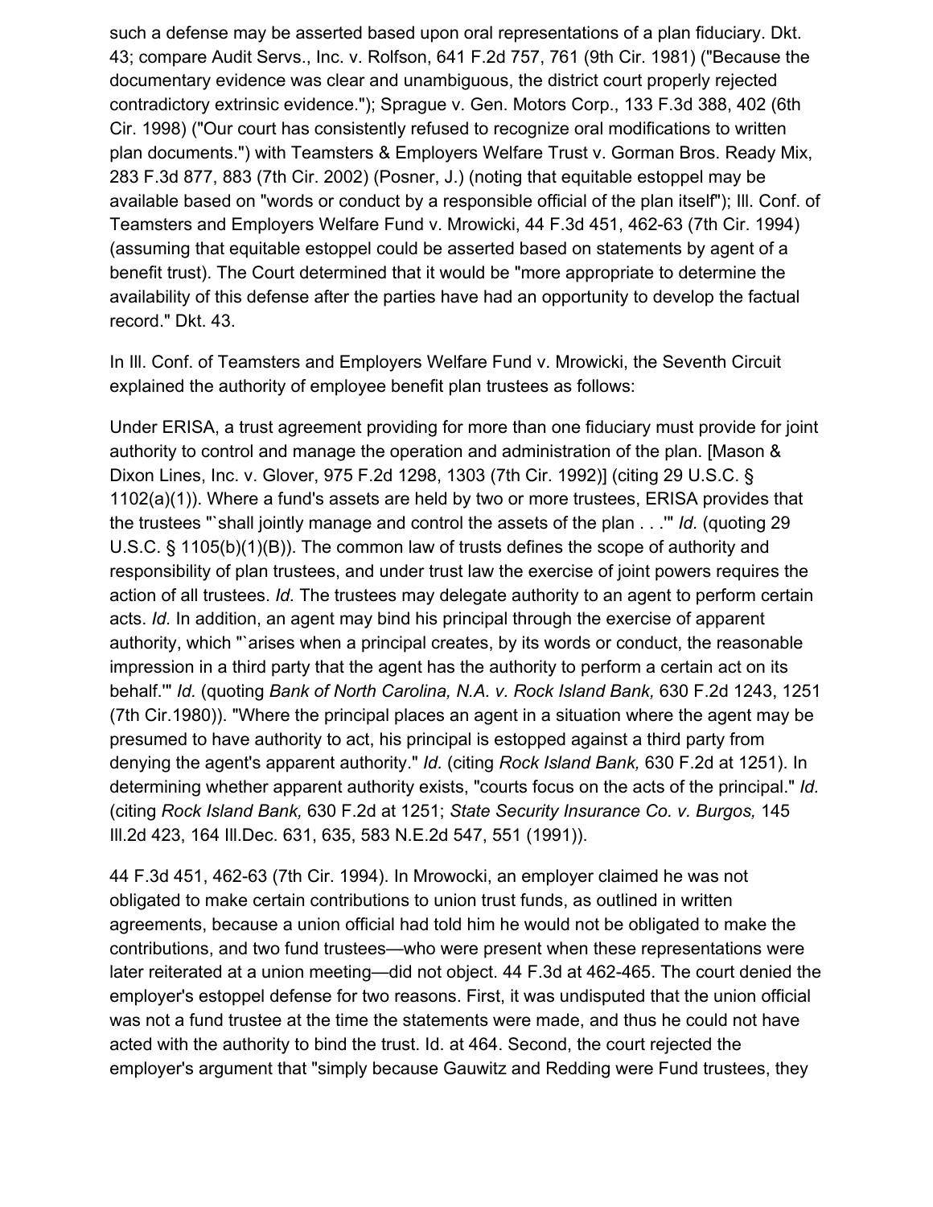such a defense may be asserted based upon oral representations of a plan fiduciary. Dkt. 43; compare Audit Servs., Inc. v. Rolfson, 641 F.2d 757, 761 (9th Cir. 1981) ("Because the documentary evidence was clear and unambiguous, the district court properly rejected contradictory extrinsic evidence."); Sprague v. Gen. Motors Corp., 133 F.3d 388, 402 (6th Cir. 1998) ("Our court has consistently refused to recognize oral modifications to written plan documents.") with Teamsters & Employers Welfare Trust v. Gorman Bros. Ready Mix, 283 F.3d 877, 883 (7th Cir. 2002) (Posner, J.) (noting that equitable estoppel may be available based on "words or conduct by a responsible official of the plan itself"); Ill. Conf. of Teamsters and Employers Welfare Fund v. Mrowicki, 44 F.3d 451, 462-63 (7th Cir. 1994) (assuming that equitable estoppel could be asserted based on statements by agent of a benefit trust). The Court determined that it would be "more appropriate to determine the availability of this defense after the parties have had an opportunity to develop the factual record." Dkt. 43.

In Ill. Conf. of Teamsters and Employers Welfare Fund v. Mrowicki, the Seventh Circuit explained the authority of employee benefit plan trustees as follows:

Under ERISA, a trust agreement providing for more than one fiduciary must provide for joint authority to control and manage the operation and administration of the plan. [Mason & Dixon Lines, Inc. v. Glover, 975 F.2d 1298, 1303 (7th Cir. 1992)] (citing 29 U.S.C. § 1102(a)(1)). Where a fund's assets are held by two or more trustees, ERISA provides that the trustees "`shall jointly manage and control the assets of the plan . . .'" *Id.* (quoting 29 U.S.C. § 1105(b)(1)(B)). The common law of trusts defines the scope of authority and responsibility of plan trustees, and under trust law the exercise of joint powers requires the action of all trustees. *Id.* The trustees may delegate authority to an agent to perform certain acts. *Id.* In addition, an agent may bind his principal through the exercise of apparent authority, which "`arises when a principal creates, by its words or conduct, the reasonable impression in a third party that the agent has the authority to perform a certain act on its behalf.'" *Id.* (quoting *Bank of North Carolina, N.A. v. Rock Island Bank,* 630 F.2d 1243, 1251 (7th Cir.1980)). "Where the principal places an agent in a situation where the agent may be presumed to have authority to act, his principal is estopped against a third party from denying the agent's apparent authority." *Id.* (citing *Rock Island Bank,* 630 F.2d at 1251). In determining whether apparent authority exists, "courts focus on the acts of the principal." *Id.* (citing *Rock Island Bank,* 630 F.2d at 1251; *State Security Insurance Co. v. Burgos,* 145 Ill.2d 423, 164 Ill.Dec. 631, 635, 583 N.E.2d 547, 551 (1991)).

44 F.3d 451, 462-63 (7th Cir. 1994). In Mrowicki, an employer claimed he was not obligated to make certain contributions to union trust funds, as outlined in written agreements, because a union official had told him he would not be obligated to make the contributions, and two fund trustees—who were present when these representations were later reiterated at a union meeting—did not object. 44 F.3d at 462-465. The court denied the employer's estoppel defense for two reasons. First, it was undisputed that the union official was not a fund trustee at the time the statements were made, and thus he could not have acted with the authority to bind the trust. Id. at 464. Second, the court rejected the employer's argument that "simply because Gauwitz and Redding were Fund trustees, they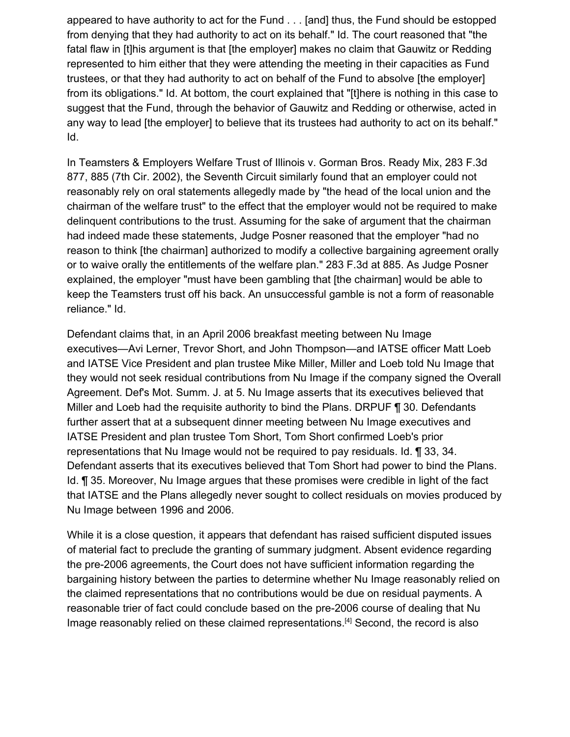appeared to have authority to act for the Fund . . . [and] thus, the Fund should be estopped from denying that they had authority to act on its behalf." Id. The court reasoned that "the fatal flaw in [t]his argument is that [the employer] makes no claim that Gauwitz or Redding represented to him either that they were attending the meeting in their capacities as Fund trustees, or that they had authority to act on behalf of the Fund to absolve [the employer] from its obligations." Id. At bottom, the court explained that "[t]here is nothing in this case to suggest that the Fund, through the behavior of Gauwitz and Redding or otherwise, acted in any way to lead [the employer] to believe that its trustees had authority to act on its behalf." Id.

In Teamsters & Employers Welfare Trust of Illinois v. Gorman Bros. Ready Mix, 283 F.3d 877, 885 (7th Cir. 2002), the Seventh Circuit similarly found that an employer could not reasonably rely on oral statements allegedly made by "the head of the local union and the chairman of the welfare trust" to the effect that the employer would not be required to make delinquent contributions to the trust. Assuming for the sake of argument that the chairman had indeed made these statements, Judge Posner reasoned that the employer "had no reason to think [the chairman] authorized to modify a collective bargaining agreement orally or to waive orally the entitlements of the welfare plan." 283 F.3d at 885. As Judge Posner explained, the employer "must have been gambling that [the chairman] would be able to keep the Teamsters trust off his back. An unsuccessful gamble is not a form of reasonable reliance." Id.

Defendant claims that, in an April 2006 breakfast meeting between Nu Image executives—Avi Lerner, Trevor Short, and John Thompson—and IATSE officer Matt Loeb and IATSE Vice President and plan trustee Mike Miller, Miller and Loeb told Nu Image that they would not seek residual contributions from Nu Image if the company signed the Overall Agreement. Def's Mot. Summ. J. at 5. Nu Image asserts that its executives believed that Miller and Loeb had the requisite authority to bind the Plans. DRPUF ¶ 30. Defendants further assert that at a subsequent dinner meeting between Nu Image executives and IATSE President and plan trustee Tom Short, Tom Short confirmed Loeb's prior representations that Nu Image would not be required to pay residuals. Id. ¶ 33, 34. Defendant asserts that its executives believed that Tom Short had power to bind the Plans. Id. ¶ 35. Moreover, Nu Image argues that these promises were credible in light of the fact that IATSE and the Plans allegedly never sought to collect residuals on movies produced by Nu Image between 1996 and 2006.

While it is a close question, it appears that defendant has raised sufficient disputed issues of material fact to preclude the granting of summary judgment. Absent evidence regarding the pre-2006 agreements, the Court does not have sufficient information regarding the bargaining history between the parties to determine whether Nu Image reasonably relied on the claimed representations that no contributions would be due on residual payments. A reasonable trier of fact could conclude based on the pre-2006 course of dealing that Nu Image reasonably relied on these claimed representations.[4] Second, the record is also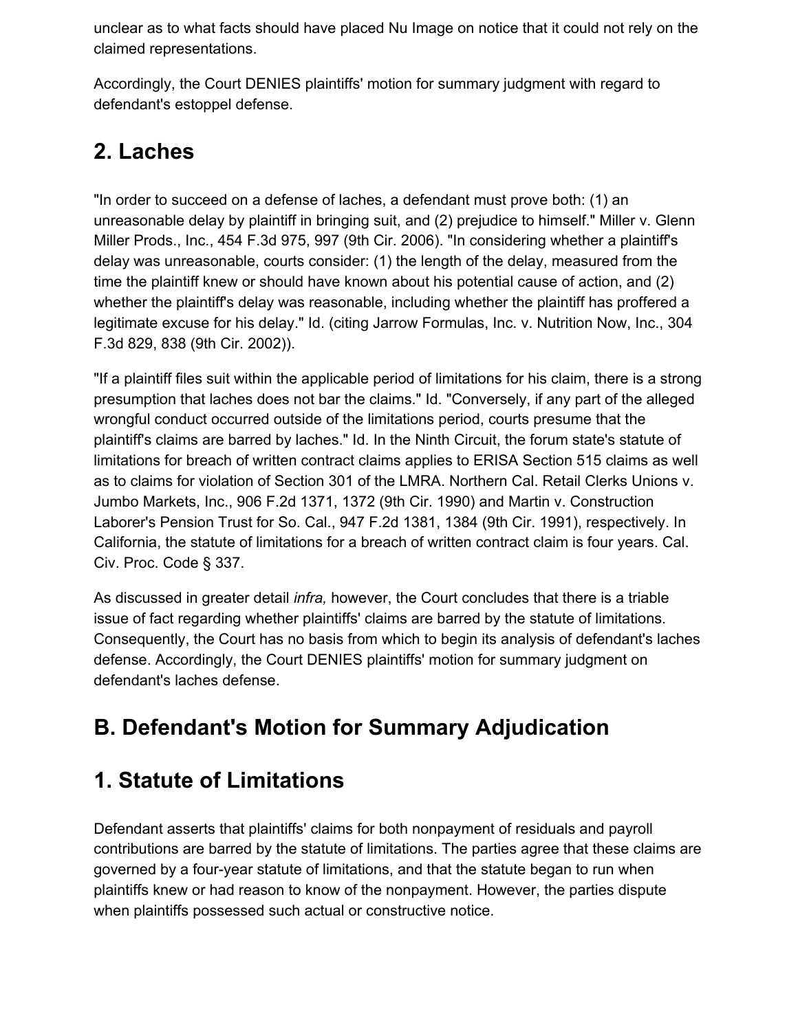unclear as to what facts should have placed Nu Image on notice that it could not rely on the claimed representations.

Accordingly, the Court DENIES plaintiffs' motion for summary judgment with regard to defendant's estoppel defense.

## 2. Laches

"In order to succeed on a defense of laches, a defendant must prove both: (1) an unreasonable delay by plaintiff in bringing suit, and (2) prejudice to himself." Miller v. Glenn Miller Prods., Inc., 454 F.3d 975, 997 (9th Cir. 2006). "In considering whether a plaintiff's delay was unreasonable, courts consider: (1) the length of the delay, measured from the time the plaintiff knew or should have known about his potential cause of action, and (2) whether the plaintiff's delay was reasonable, including whether the plaintiff has proffered a legitimate excuse for his delay." Id. (citing Jarrow Formulas, Inc. v. Nutrition Now, Inc., 304 F.3d 829, 838 (9th Cir. 2002)).

"If a plaintiff files suit within the applicable period of limitations for his claim, there is a strong presumption that laches does not bar the claims." Id. "Conversely, if any part of the alleged wrongful conduct occurred outside of the limitations period, courts presume that the plaintiff's claims are barred by laches." Id. In the Ninth Circuit, the forum state's statute of limitations for breach of written contract claims applies to ERISA Section 515 claims as well as to claims for violation of Section 301 of the LMRA. Northern Cal. Retail Clerks Unions v. Jumbo Markets, Inc., 906 F.2d 1371, 1372 (9th Cir. 1990) and Martin v. Construction Laborer's Pension Trust for So. Cal., 947 F.2d 1381, 1384 (9th Cir. 1991), respectively. In California, the statute of limitations for a breach of written contract claim is four years. Cal. Civ. Proc. Code § 337.

As discussed in greater detail *infra,* however, the Court concludes that there is a triable issue of fact regarding whether plaintiffs' claims are barred by the statute of limitations. Consequently, the Court has no basis from which to begin its analysis of defendant's laches defense. Accordingly, the Court DENIES plaintiffs' motion for summary judgment on defendant's laches defense.

## B. Defendant's Motion for Summary Adjudication

## 1. Statute of Limitations

Defendant asserts that plaintiffs' claims for both nonpayment of residuals and payroll contributions are barred by the statute of limitations. The parties agree that these claims are governed by a four-year statute of limitations, and that the statute began to run when plaintiffs knew or had reason to know of the nonpayment. However, the parties dispute when plaintiffs possessed such actual or constructive notice.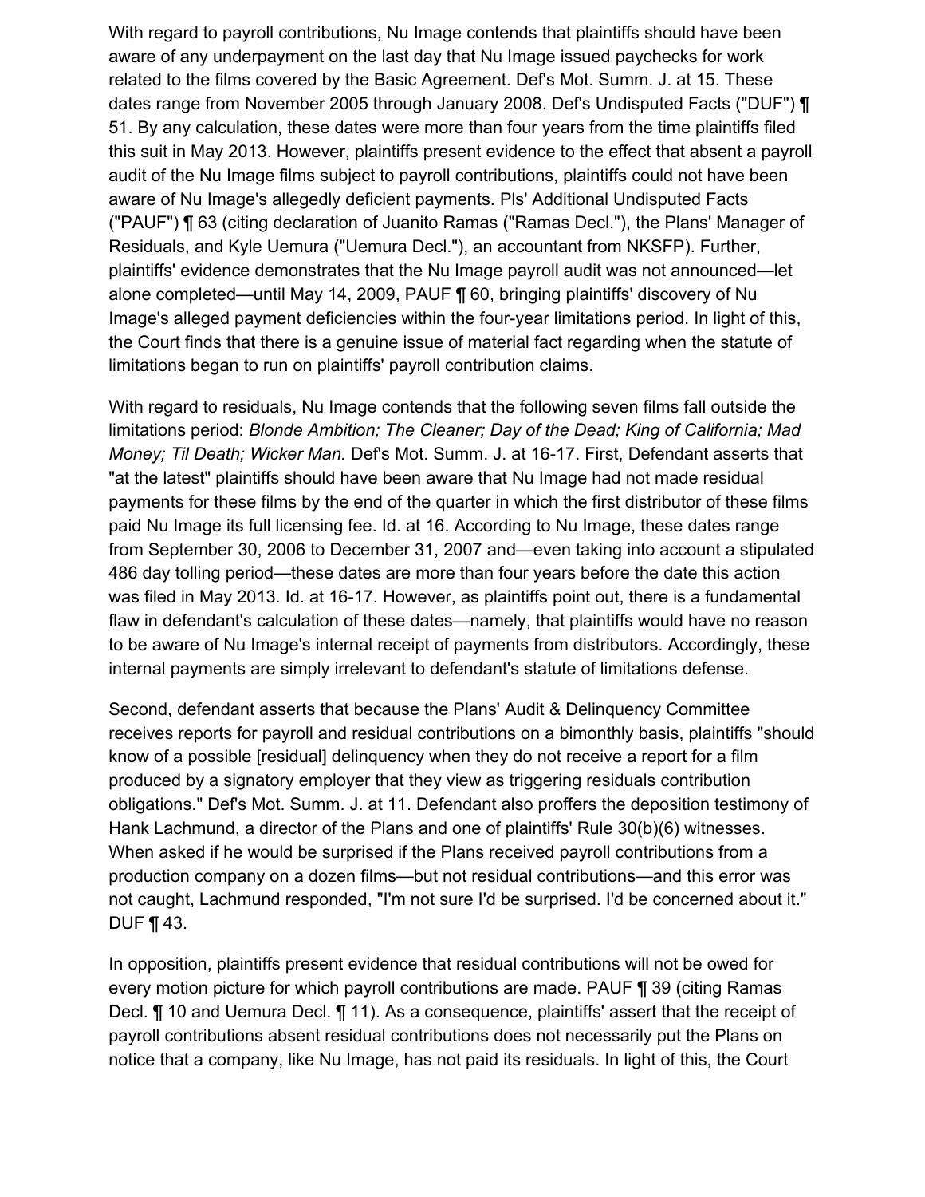With regard to payroll contributions, Nu Image contends that plaintiffs should have been aware of any underpayment on the last day that Nu Image issued paychecks for work related to the films covered by the Basic Agreement. Def's Mot. Summ. J. at 15. These dates range from November 2005 through January 2008. Def's Undisputed Facts ("DUF") ¶ 51. By any calculation, these dates were more than four years from the time plaintiffs filed this suit in May 2013. However, plaintiffs present evidence to the effect that absent a payroll audit of the Nu Image films subject to payroll contributions, plaintiffs could not have been aware of Nu Image's allegedly deficient payments. Pls' Additional Undisputed Facts ("PAUF") ¶ 63 (citing declaration of Juanito Ramas ("Ramas Decl."), the Plans' Manager of Residuals, and Kyle Uemura ("Uemura Decl."), an accountant from NKSFP). Further, plaintiffs' evidence demonstrates that the Nu Image payroll audit was not announced—let alone completed—until May 14, 2009, PAUF ¶ 60, bringing plaintiffs' discovery of Nu Image's alleged payment deficiencies within the four-year limitations period. In light of this, the Court finds that there is a genuine issue of material fact regarding when the statute of limitations began to run on plaintiffs' payroll contribution claims.

With regard to residuals, Nu Image contends that the following seven films fall outside the limitations period: *Blonde Ambition; The Cleaner; Day of the Dead; King of California; Mad Money; Til Death; Wicker Man.* Def's Mot. Summ. J. at 16-17. First, Defendant asserts that "at the latest" plaintiffs should have been aware that Nu Image had not made residual payments for these films by the end of the quarter in which the first distributor of these films paid Nu Image its full licensing fee. Id. at 16. According to Nu Image, these dates range from September 30, 2006 to December 31, 2007 and—even taking into account a stipulated 486 day tolling period—these dates are more than four years before the date this action was filed in May 2013. Id. at 16-17. However, as plaintiffs point out, there is a fundamental flaw in defendant's calculation of these dates—namely, that plaintiffs would have no reason to be aware of Nu Image's internal receipt of payments from distributors. Accordingly, these internal payments are simply irrelevant to defendant's statute of limitations defense.

Second, defendant asserts that because the Plans' Audit & Delinquency Committee receives reports for payroll and residual contributions on a bimonthly basis, plaintiffs "should know of a possible [residual] delinquency when they do not receive a report for a film produced by a signatory employer that they view as triggering residuals contribution obligations." Def's Mot. Summ. J. at 11. Defendant also proffers the deposition testimony of Hank Lachmund, a director of the Plans and one of plaintiffs' Rule 30(b)(6) witnesses. When asked if he would be surprised if the Plans received payroll contributions from a production company on a dozen films—but not residual contributions—and this error was not caught, Lachmund responded, "I'm not sure I'd be surprised. I'd be concerned about it." DUF ¶ 43.

In opposition, plaintiffs present evidence that residual contributions will not be owed for every motion picture for which payroll contributions are made. PAUF ¶ 39 (citing Ramas Decl. ¶ 10 and Uemura Decl. ¶ 11). As a consequence, plaintiffs' assert that the receipt of payroll contributions absent residual contributions does not necessarily put the Plans on notice that a company, like Nu Image, has not paid its residuals. In light of this, the Court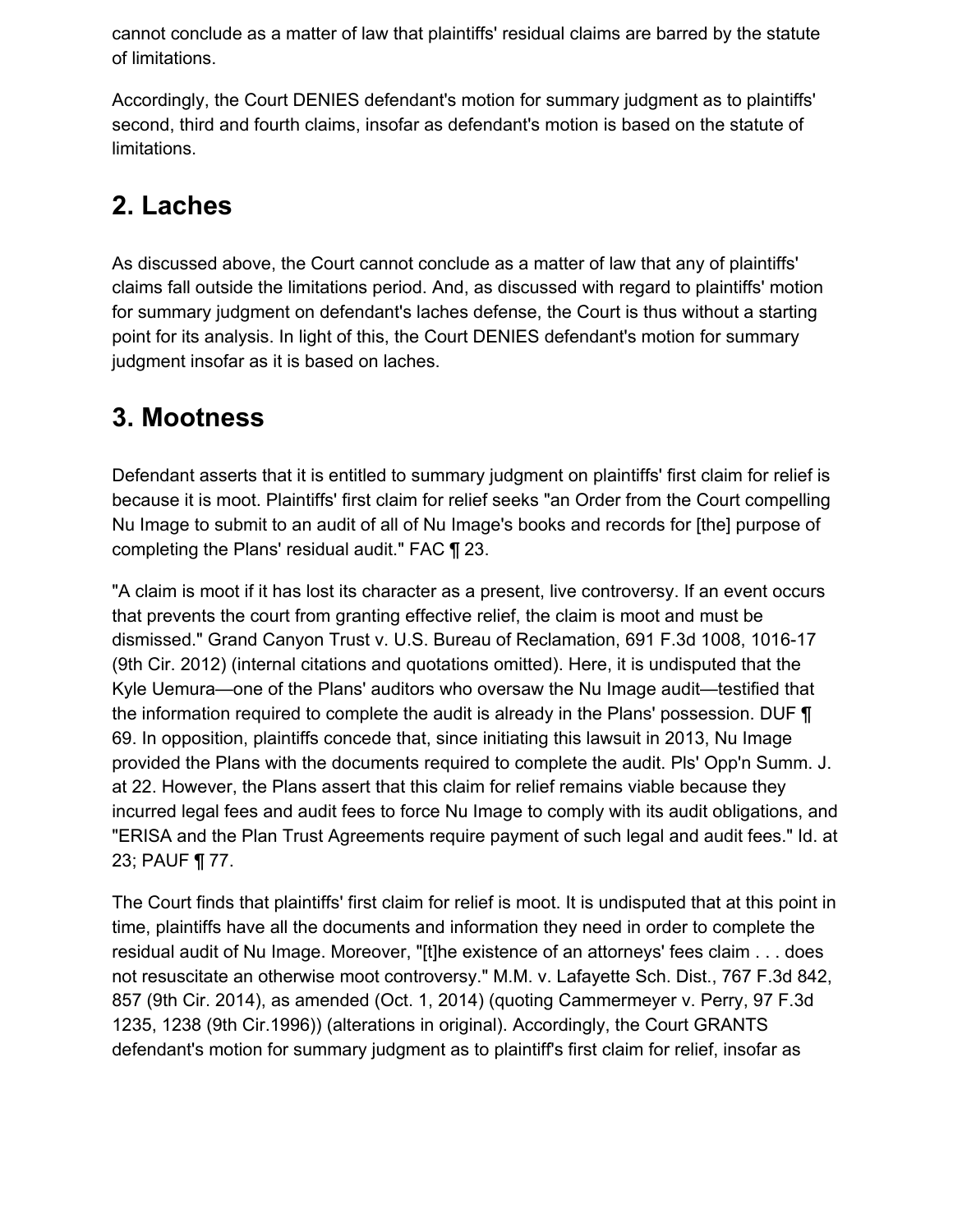cannot conclude as a matter of law that plaintiffs' residual claims are barred by the statute of limitations.

Accordingly, the Court DENIES defendant's motion for summary judgment as to plaintiffs' second, third and fourth claims, insofar as defendant's motion is based on the statute of limitations.

## 2. Laches

As discussed above, the Court cannot conclude as a matter of law that any of plaintiffs' claims fall outside the limitations period. And, as discussed with regard to plaintiffs' motion for summary judgment on defendant's laches defense, the Court is thus without a starting point for its analysis. In light of this, the Court DENIES defendant's motion for summary judgment insofar as it is based on laches.

## 3. Mootness

Defendant asserts that it is entitled to summary judgment on plaintiffs' first claim for relief is because it is moot. Plaintiffs' first claim for relief seeks "an Order from the Court compelling Nu Image to submit to an audit of all of Nu Image's books and records for [the] purpose of completing the Plans' residual audit." FAC ¶ 23.

"A claim is moot if it has lost its character as a present, live controversy. If an event occurs that prevents the court from granting effective relief, the claim is moot and must be dismissed." Grand Canyon Trust v. U.S. Bureau of Reclamation, 691 F.3d 1008, 1016-17 (9th Cir. 2012) (internal citations and quotations omitted). Here, it is undisputed that the Kyle Uemura—one of the Plans' auditors who oversaw the Nu Image audit—testified that the information required to complete the audit is already in the Plans' possession. DUF ¶ 69. In opposition, plaintiffs concede that, since initiating this lawsuit in 2013, Nu Image provided the Plans with the documents required to complete the audit. Pls' Opp'n Summ. J. at 22. However, the Plans assert that this claim for relief remains viable because they incurred legal fees and audit fees to force Nu Image to comply with its audit obligations, and "ERISA and the Plan Trust Agreements require payment of such legal and audit fees." Id. at 23; PAUF ¶ 77.

The Court finds that plaintiffs' first claim for relief is moot. It is undisputed that at this point in time, plaintiffs have all the documents and information they need in order to complete the residual audit of Nu Image. Moreover, "[t]he existence of an attorneys' fees claim . . . does not resuscitate an otherwise moot controversy." M.M. v. Lafayette Sch. Dist., 767 F.3d 842, 857 (9th Cir. 2014), as amended (Oct. 1, 2014) (quoting Cammermeyer v. Perry, 97 F.3d 1235, 1238 (9th Cir.1996)) (alterations in original). Accordingly, the Court GRANTS defendant's motion for summary judgment as to plaintiff's first claim for relief, insofar as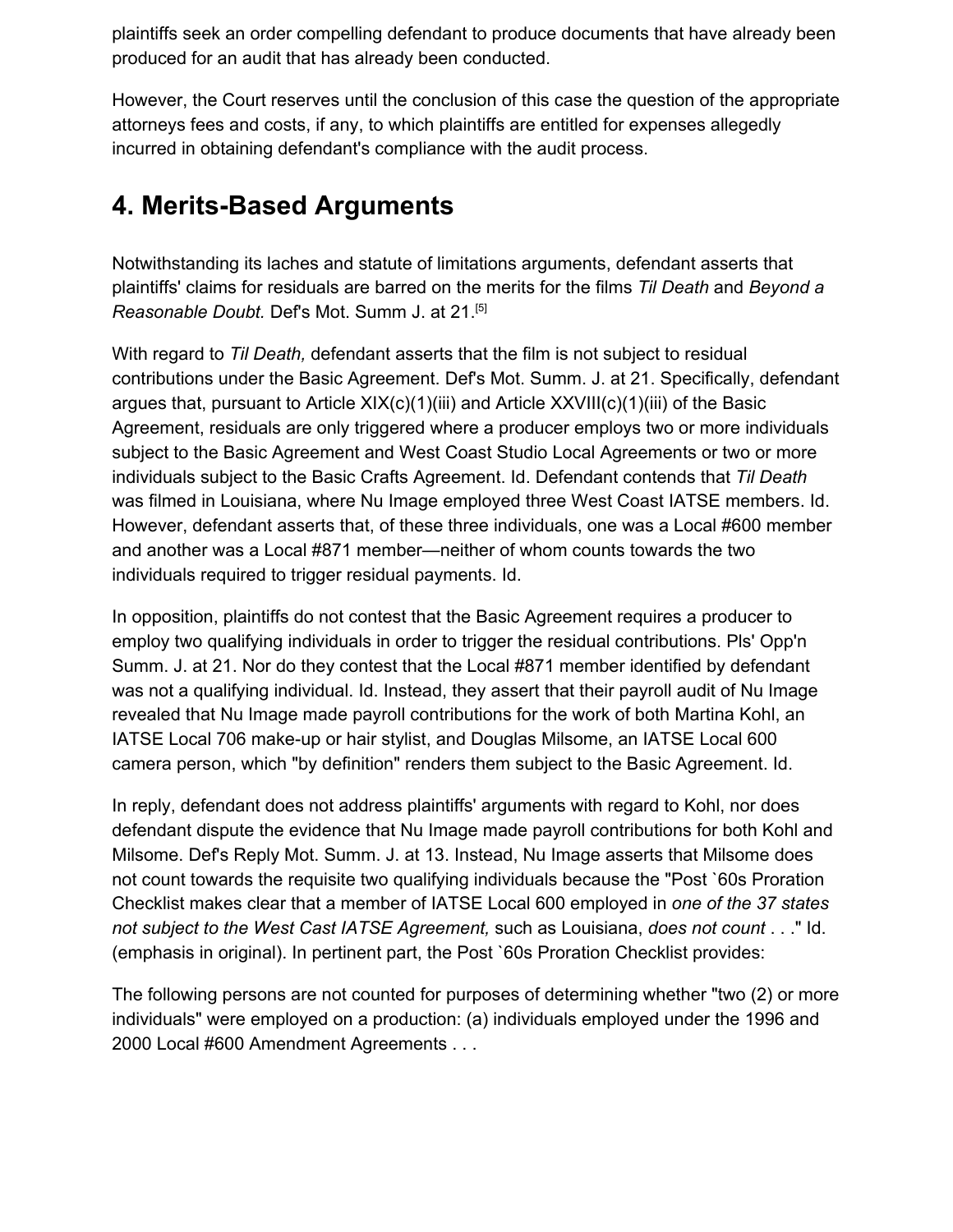plaintiffs seek an order compelling defendant to produce documents that have already been produced for an audit that has already been conducted.

However, the Court reserves until the conclusion of this case the question of the appropriate attorneys fees and costs, if any, to which plaintiffs are entitled for expenses allegedly incurred in obtaining defendant's compliance with the audit process.

## 4. Merits-Based Arguments

Notwithstanding its laches and statute of limitations arguments, defendant asserts that plaintiffs' claims for residuals are barred on the merits for the films *Til Death* and *Beyond a Reasonable Doubt.* Def's Mot. Summ J. at 21.[5]

With regard to *Til Death,* defendant asserts that the film is not subject to residual contributions under the Basic Agreement. Def's Mot. Summ. J. at 21. Specifically, defendant argues that, pursuant to Article XIX(c)(1)(iii) and Article XXVIII(c)(1)(iii) of the Basic Agreement, residuals are only triggered where a producer employs two or more individuals subject to the Basic Agreement and West Coast Studio Local Agreements or two or more individuals subject to the Basic Crafts Agreement. Id. Defendant contends that *Til Death* was filmed in Louisiana, where Nu Image employed three West Coast IATSE members. Id. However, defendant asserts that, of these three individuals, one was a Local #600 member and another was a Local #871 member—neither of whom counts towards the two individuals required to trigger residual payments. Id.

In opposition, plaintiffs do not contest that the Basic Agreement requires a producer to employ two qualifying individuals in order to trigger the residual contributions. Pls' Opp'n Summ. J. at 21. Nor do they contest that the Local #871 member identified by defendant was not a qualifying individual. Id. Instead, they assert that their payroll audit of Nu Image revealed that Nu Image made payroll contributions for the work of both Martina Kohl, an IATSE Local 706 make-up or hair stylist, and Douglas Milsome, an IATSE Local 600 camera person, which "by definition" renders them subject to the Basic Agreement. Id.

In reply, defendant does not address plaintiffs' arguments with regard to Kohl, nor does defendant dispute the evidence that Nu Image made payroll contributions for both Kohl and Milsome. Def's Reply Mot. Summ. J. at 13. Instead, Nu Image asserts that Milsome does not count towards the requisite two qualifying individuals because the "Post `60s Proration Checklist makes clear that a member of IATSE Local 600 employed in *one of the 37 states not subject to the West Cast IATSE Agreement,* such as Louisiana, *does not count* . . ." Id. (emphasis in original). In pertinent part, the Post `60s Proration Checklist provides:

The following persons are not counted for purposes of determining whether "two (2) or more individuals" were employed on a production: (a) individuals employed under the 1996 and 2000 Local #600 Amendment Agreements . . .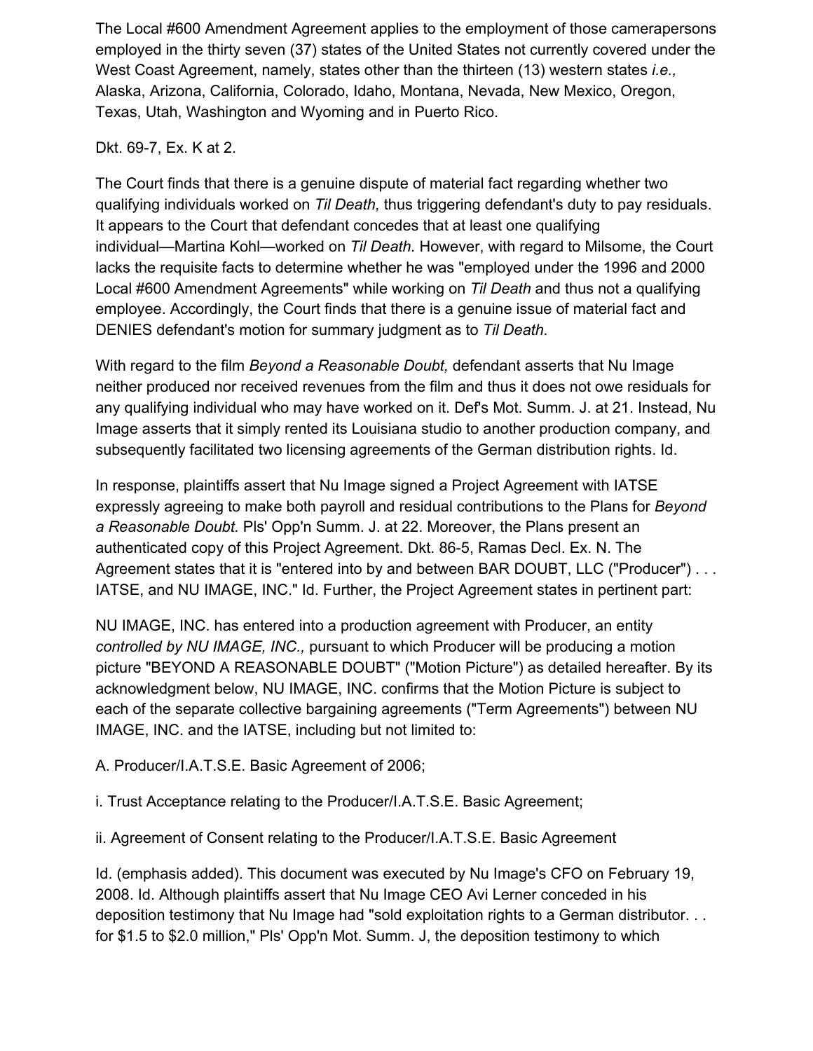The Local #600 Amendment Agreement applies to the employment of those camerapersons employed in the thirty seven (37) states of the United States not currently covered under the West Coast Agreement, namely, states other than the thirteen (13) western states *i.e.,* Alaska, Arizona, California, Colorado, Idaho, Montana, Nevada, New Mexico, Oregon, Texas, Utah, Washington and Wyoming and in Puerto Rico.

Dkt. 69-7, Ex. K at 2.

The Court finds that there is a genuine dispute of material fact regarding whether two qualifying individuals worked on *Til Death,* thus triggering defendant's duty to pay residuals. It appears to the Court that defendant concedes that at least one qualifying individual—Martina Kohl—worked on *Til Death.* However, with regard to Milsome, the Court lacks the requisite facts to determine whether he was "employed under the 1996 and 2000 Local #600 Amendment Agreements" while working on *Til Death* and thus not a qualifying employee. Accordingly, the Court finds that there is a genuine issue of material fact and DENIES defendant's motion for summary judgment as to *Til Death.*

With regard to the film *Beyond a Reasonable Doubt,* defendant asserts that Nu Image neither produced nor received revenues from the film and thus it does not owe residuals for any qualifying individual who may have worked on it. Def's Mot. Summ. J. at 21. Instead, Nu Image asserts that it simply rented its Louisiana studio to another production company, and subsequently facilitated two licensing agreements of the German distribution rights. Id.

In response, plaintiffs assert that Nu Image signed a Project Agreement with IATSE expressly agreeing to make both payroll and residual contributions to the Plans for *Beyond a Reasonable Doubt.* Pls' Opp'n Summ. J. at 22. Moreover, the Plans present an authenticated copy of this Project Agreement. Dkt. 86-5, Ramas Decl. Ex. N. The Agreement states that it is "entered into by and between BAR DOUBT, LLC ("Producer") . . . IATSE, and NU IMAGE, INC." Id. Further, the Project Agreement states in pertinent part:

NU IMAGE, INC. has entered into a production agreement with Producer, an entity *controlled by NU IMAGE, INC.,* pursuant to which Producer will be producing a motion picture "BEYOND A REASONABLE DOUBT" ("Motion Picture") as detailed hereafter. By its acknowledgment below, NU IMAGE, INC. confirms that the Motion Picture is subject to each of the separate collective bargaining agreements ("Term Agreements") between NU IMAGE, INC. and the IATSE, including but not limited to:

A. Producer/I.A.T.S.E. Basic Agreement of 2006;

i. Trust Acceptance relating to the Producer/I.A.T.S.E. Basic Agreement;

ii. Agreement of Consent relating to the Producer/I.A.T.S.E. Basic Agreement

Id. (emphasis added). This document was executed by Nu Image's CFO on February 19, 2008. Id. Although plaintiffs assert that Nu Image CEO Avi Lerner conceded in his deposition testimony that Nu Image had "sold exploitation rights to a German distributor. . . for $1.5 to $2.0 million," Pls' Opp'n Mot. Summ. J, the deposition testimony to which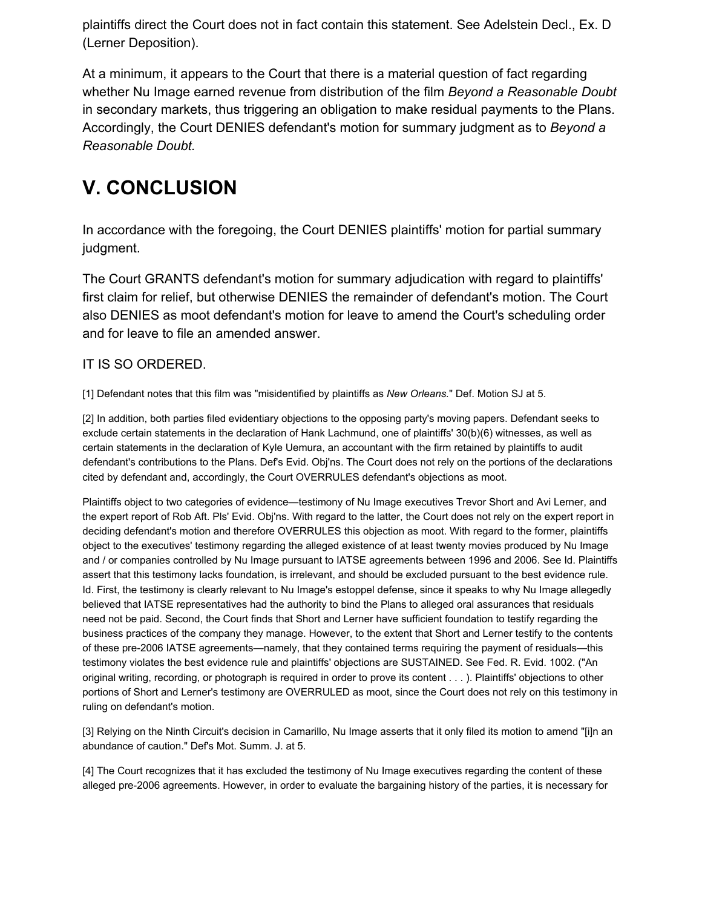plaintiffs direct the Court does not in fact contain this statement. See Adelstein Decl., Ex. D (Lerner Deposition).

At a minimum, it appears to the Court that there is a material question of fact regarding whether Nu Image earned revenue from distribution of the film *Beyond a Reasonable Doubt* in secondary markets, thus triggering an obligation to make residual payments to the Plans. Accordingly, the Court DENIES defendant's motion for summary judgment as to *Beyond a Reasonable Doubt.*

## V. CONCLUSION

In accordance with the foregoing, the Court DENIES plaintiffs' motion for partial summary judgment.

The Court GRANTS defendant's motion for summary adjudication with regard to plaintiffs' first claim for relief, but otherwise DENIES the remainder of defendant's motion. The Court also DENIES as moot defendant's motion for leave to amend the Court's scheduling order and for leave to file an amended answer.

IT IS SO ORDERED.

[1] Defendant notes that this film was "misidentified by plaintiffs as *New Orleans.*" Def. Motion SJ at 5.

[2] In addition, both parties filed evidentiary objections to the opposing party's moving papers. Defendant seeks to exclude certain statements in the declaration of Hank Lachmund, one of plaintiffs' 30(b)(6) witnesses, as well as certain statements in the declaration of Kyle Uemura, an accountant with the firm retained by plaintiffs to audit defendant's contributions to the Plans. Def's Evid. Obj'ns. The Court does not rely on the portions of the declarations cited by defendant and, accordingly, the Court OVERRULES defendant's objections as moot.

Plaintiffs object to two categories of evidence—testimony of Nu Image executives Trevor Short and Avi Lerner, and the expert report of Rob Aft. Pls' Evid. Obj'ns. With regard to the latter, the Court does not rely on the expert report in deciding defendant's motion and therefore OVERRULES this objection as moot. With regard to the former, plaintiffs object to the executives' testimony regarding the alleged existence of at least twenty movies produced by Nu Image and / or companies controlled by Nu Image pursuant to IATSE agreements between 1996 and 2006. See Id. Plaintiffs assert that this testimony lacks foundation, is irrelevant, and should be excluded pursuant to the best evidence rule. Id. First, the testimony is clearly relevant to Nu Image's estoppel defense, since it speaks to why Nu Image allegedly believed that IATSE representatives had the authority to bind the Plans to alleged oral assurances that residuals need not be paid. Second, the Court finds that Short and Lerner have sufficient foundation to testify regarding the business practices of the company they manage. However, to the extent that Short and Lerner testify to the contents of these pre-2006 IATSE agreements—namely, that they contained terms requiring the payment of residuals—this testimony violates the best evidence rule and plaintiffs' objections are SUSTAINED. See Fed. R. Evid. 1002. ("An original writing, recording, or photograph is required in order to prove its content . . . ). Plaintiffs' objections to other portions of Short and Lerner's testimony are OVERRULED as moot, since the Court does not rely on this testimony in ruling on defendant's motion.

[3] Relying on the Ninth Circuit's decision in Camarillo, Nu Image asserts that it only filed its motion to amend "[i]n an abundance of caution." Def's Mot. Summ. J. at 5.

[4] The Court recognizes that it has excluded the testimony of Nu Image executives regarding the content of these alleged pre-2006 agreements. However, in order to evaluate the bargaining history of the parties, it is necessary for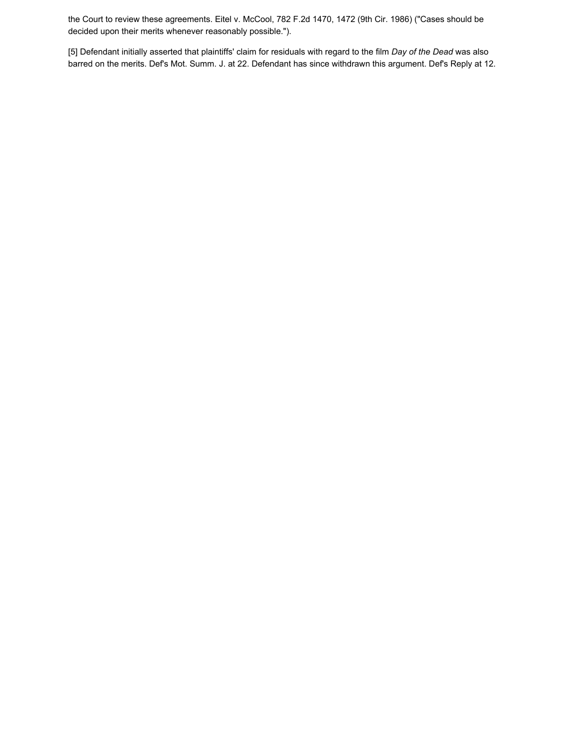the Court to review these agreements. Eitel v. McCool, 782 F.2d 1470, 1472 (9th Cir. 1986) ("Cases should be decided upon their merits whenever reasonably possible.").

[5] Defendant initially asserted that plaintiffs' claim for residuals with regard to the film *Day of the Dead* was also barred on the merits. Def's Mot. Summ. J. at 22. Defendant has since withdrawn this argument. Def's Reply at 12.